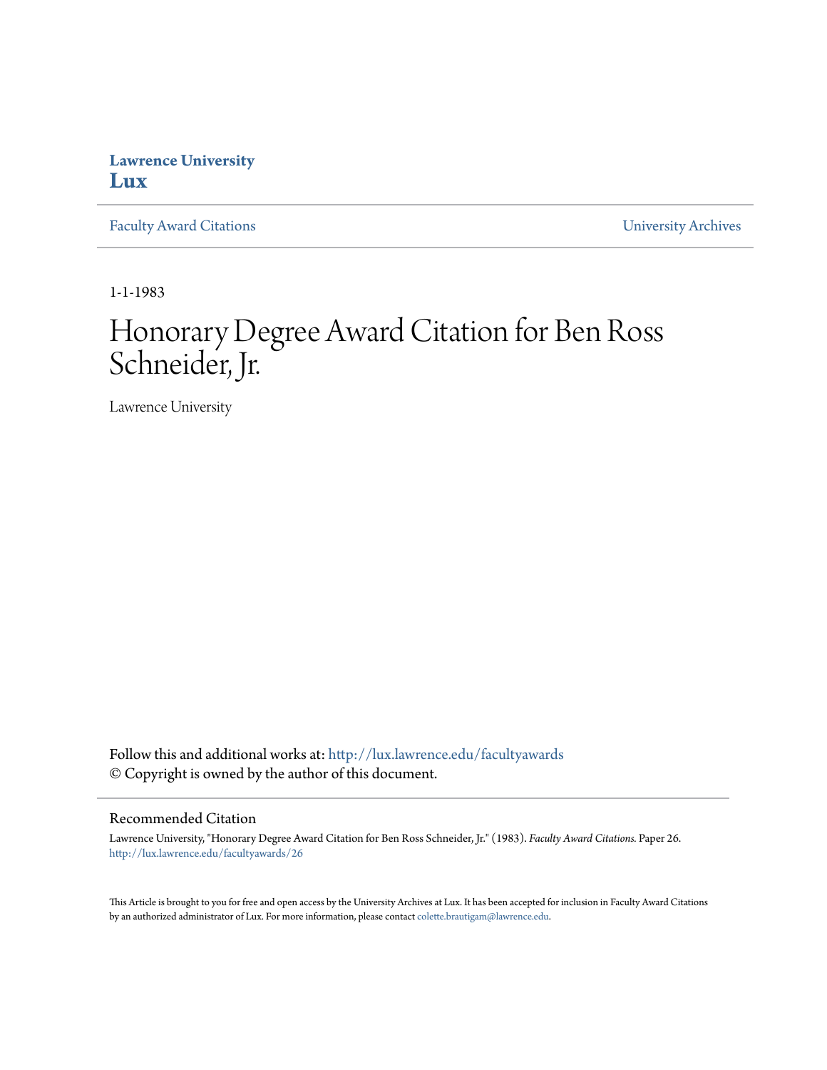**Lawrence University**
**Lux**

Faculty Award Citations | University Archives

1-1-1983

# Honorary Degree Award Citation for Ben Ross Schneider, Jr.

Lawrence University

Follow this and additional works at: http://lux.lawrence.edu/facultyawards
© Copyright is owned by the author of this document.

## Recommended Citation

Lawrence University, "Honorary Degree Award Citation for Ben Ross Schneider, Jr." (1983). *Faculty Award Citations.* Paper 26.
http://lux.lawrence.edu/facultyawards/26

This Article is brought to you for free and open access by the University Archives at Lux. It has been accepted for inclusion in Faculty Award Citations by an authorized administrator of Lux. For more information, please contact colette.brautigam@lawrence.edu.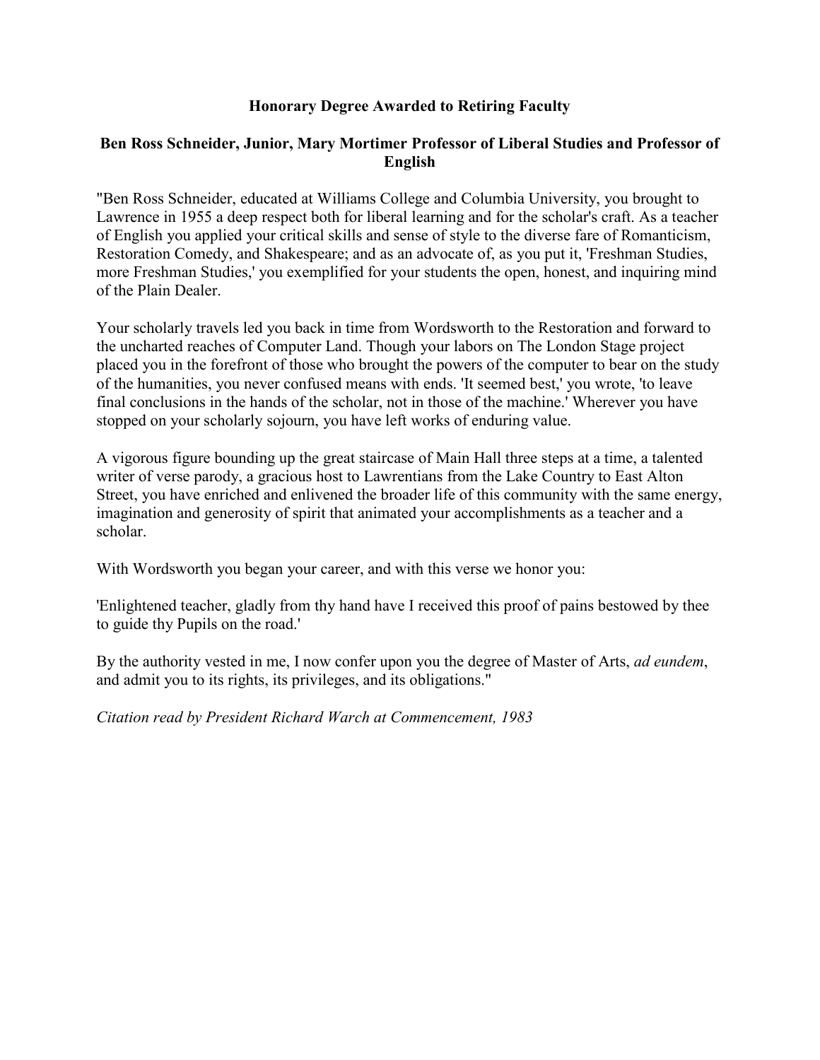**Honorary Degree Awarded to Retiring Faculty**

**Ben Ross Schneider, Junior, Mary Mortimer Professor of Liberal Studies and Professor of English**

"Ben Ross Schneider, educated at Williams College and Columbia University, you brought to Lawrence in 1955 a deep respect both for liberal learning and for the scholar's craft. As a teacher of English you applied your critical skills and sense of style to the diverse fare of Romanticism, Restoration Comedy, and Shakespeare; and as an advocate of, as you put it, 'Freshman Studies, more Freshman Studies,' you exemplified for your students the open, honest, and inquiring mind of the Plain Dealer.

Your scholarly travels led you back in time from Wordsworth to the Restoration and forward to the uncharted reaches of Computer Land. Though your labors on The London Stage project placed you in the forefront of those who brought the powers of the computer to bear on the study of the humanities, you never confused means with ends. 'It seemed best,' you wrote, 'to leave final conclusions in the hands of the scholar, not in those of the machine.' Wherever you have stopped on your scholarly sojourn, you have left works of enduring value.

A vigorous figure bounding up the great staircase of Main Hall three steps at a time, a talented writer of verse parody, a gracious host to Lawrentians from the Lake Country to East Alton Street, you have enriched and enlivened the broader life of this community with the same energy, imagination and generosity of spirit that animated your accomplishments as a teacher and a scholar.

With Wordsworth you began your career, and with this verse we honor you:

'Enlightened teacher, gladly from thy hand have I received this proof of pains bestowed by thee to guide thy Pupils on the road.'

By the authority vested in me, I now confer upon you the degree of Master of Arts, *ad eundem*, and admit you to its rights, its privileges, and its obligations."

*Citation read by President Richard Warch at Commencement, 1983*